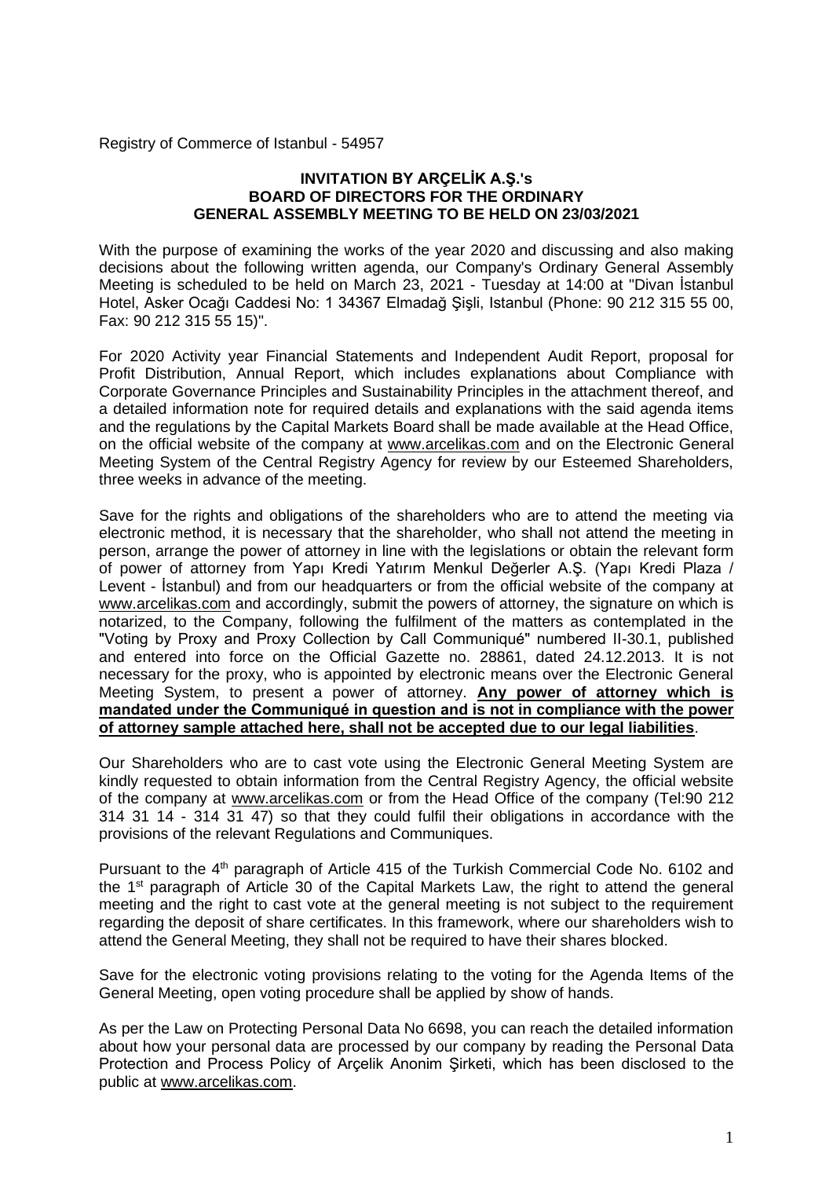Registry of Commerce of Istanbul - 54957

**INVITATION BY ARÇELİK A.Ş.'s BOARD OF DIRECTORS FOR THE ORDINARY GENERAL ASSEMBLY MEETING TO BE HELD ON 23/03/2021**

With the purpose of examining the works of the year 2020 and discussing and also making decisions about the following written agenda, our Company's Ordinary General Assembly Meeting is scheduled to be held on March 23, 2021 - Tuesday at 14:00 at "Divan İstanbul Hotel, Asker Ocağı Caddesi No: 1 34367 Elmadağ Şişli, Istanbul (Phone: 90 212 315 55 00, Fax: 90 212 315 55 15)".

For 2020 Activity year Financial Statements and Independent Audit Report, proposal for Profit Distribution, Annual Report, which includes explanations about Compliance with Corporate Governance Principles and Sustainability Principles in the attachment thereof, and a detailed information note for required details and explanations with the said agenda items and the regulations by the Capital Markets Board shall be made available at the Head Office, on the official website of the company at www.arcelikas.com and on the Electronic General Meeting System of the Central Registry Agency for review by our Esteemed Shareholders, three weeks in advance of the meeting.

Save for the rights and obligations of the shareholders who are to attend the meeting via electronic method, it is necessary that the shareholder, who shall not attend the meeting in person, arrange the power of attorney in line with the legislations or obtain the relevant form of power of attorney from Yapı Kredi Yatırım Menkul Değerler A.Ş. (Yapı Kredi Plaza / Levent - İstanbul) and from our headquarters or from the official website of the company at www.arcelikas.com and accordingly, submit the powers of attorney, the signature on which is notarized, to the Company, following the fulfilment of the matters as contemplated in the "Voting by Proxy and Proxy Collection by Call Communiqué" numbered II-30.1, published and entered into force on the Official Gazette no. 28861, dated 24.12.2013. It is not necessary for the proxy, who is appointed by electronic means over the Electronic General Meeting System, to present a power of attorney. **Any power of attorney which is mandated under the Communiqué in question and is not in compliance with the power of attorney sample attached here, shall not be accepted due to our legal liabilities**.

Our Shareholders who are to cast vote using the Electronic General Meeting System are kindly requested to obtain information from the Central Registry Agency, the official website of the company at www.arcelikas.com or from the Head Office of the company (Tel:90 212 314 31 14 - 314 31 47) so that they could fulfil their obligations in accordance with the provisions of the relevant Regulations and Communiques.

Pursuant to the 4th paragraph of Article 415 of the Turkish Commercial Code No. 6102 and the 1st paragraph of Article 30 of the Capital Markets Law, the right to attend the general meeting and the right to cast vote at the general meeting is not subject to the requirement regarding the deposit of share certificates. In this framework, where our shareholders wish to attend the General Meeting, they shall not be required to have their shares blocked.

Save for the electronic voting provisions relating to the voting for the Agenda Items of the General Meeting, open voting procedure shall be applied by show of hands.

As per the Law on Protecting Personal Data No 6698, you can reach the detailed information about how your personal data are processed by our company by reading the Personal Data Protection and Process Policy of Arçelik Anonim Şirketi, which has been disclosed to the public at www.arcelikas.com.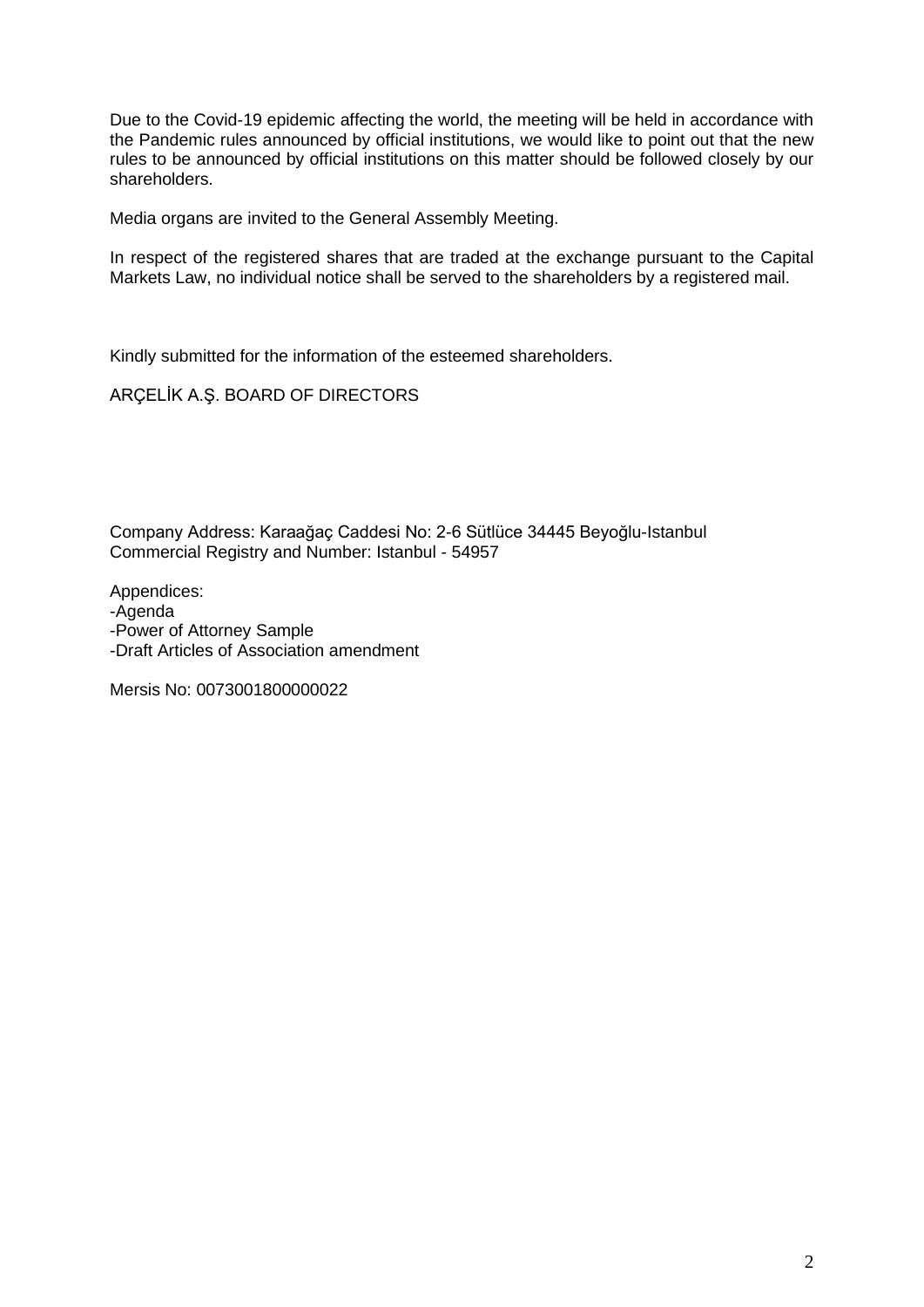Due to the Covid-19 epidemic affecting the world, the meeting will be held in accordance with the Pandemic rules announced by official institutions, we would like to point out that the new rules to be announced by official institutions on this matter should be followed closely by our shareholders.

Media organs are invited to the General Assembly Meeting.

In respect of the registered shares that are traded at the exchange pursuant to the Capital Markets Law, no individual notice shall be served to the shareholders by a registered mail.

Kindly submitted for the information of the esteemed shareholders.

ARÇELİK A.Ş. BOARD OF DIRECTORS

Company Address: Karaağaç Caddesi No: 2-6 Sütlüce 34445 Beyoğlu-Istanbul
Commercial Registry and Number: Istanbul - 54957

Appendices:
-Agenda
-Power of Attorney Sample
-Draft Articles of Association amendment

Mersis No: 0073001800000022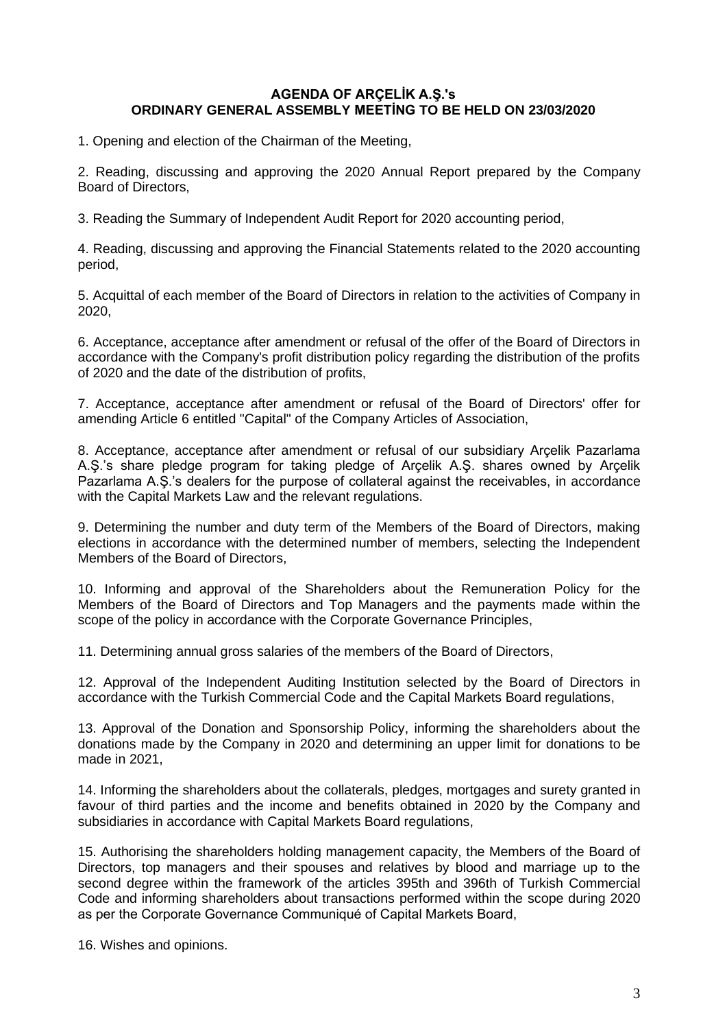**AGENDA OF ARÇELİK A.Ş.'s**
**ORDINARY GENERAL ASSEMBLY MEETİNG TO BE HELD ON 23/03/2020**

1. Opening and election of the Chairman of the Meeting,

2. Reading, discussing and approving the 2020 Annual Report prepared by the Company Board of Directors,

3. Reading the Summary of Independent Audit Report for 2020 accounting period,

4. Reading, discussing and approving the Financial Statements related to the 2020 accounting period,

5. Acquittal of each member of the Board of Directors in relation to the activities of Company in 2020,

6. Acceptance, acceptance after amendment or refusal of the offer of the Board of Directors in accordance with the Company's profit distribution policy regarding the distribution of the profits of 2020 and the date of the distribution of profits,

7. Acceptance, acceptance after amendment or refusal of the Board of Directors' offer for amending Article 6 entitled "Capital" of the Company Articles of Association,

8. Acceptance, acceptance after amendment or refusal of our subsidiary Arçelik Pazarlama A.Ş.'s share pledge program for taking pledge of Arçelik A.Ş. shares owned by Arçelik Pazarlama A.Ş.'s dealers for the purpose of collateral against the receivables, in accordance with the Capital Markets Law and the relevant regulations.

9. Determining the number and duty term of the Members of the Board of Directors, making elections in accordance with the determined number of members, selecting the Independent Members of the Board of Directors,

10. Informing and approval of the Shareholders about the Remuneration Policy for the Members of the Board of Directors and Top Managers and the payments made within the scope of the policy in accordance with the Corporate Governance Principles,

11. Determining annual gross salaries of the members of the Board of Directors,

12. Approval of the Independent Auditing Institution selected by the Board of Directors in accordance with the Turkish Commercial Code and the Capital Markets Board regulations,

13. Approval of the Donation and Sponsorship Policy, informing the shareholders about the donations made by the Company in 2020 and determining an upper limit for donations to be made in 2021,

14. Informing the shareholders about the collaterals, pledges, mortgages and surety granted in favour of third parties and the income and benefits obtained in 2020 by the Company and subsidiaries in accordance with Capital Markets Board regulations,

15. Authorising the shareholders holding management capacity, the Members of the Board of Directors, top managers and their spouses and relatives by blood and marriage up to the second degree within the framework of the articles 395th and 396th of Turkish Commercial Code and informing shareholders about transactions performed within the scope during 2020 as per the Corporate Governance Communiqué of Capital Markets Board,

16. Wishes and opinions.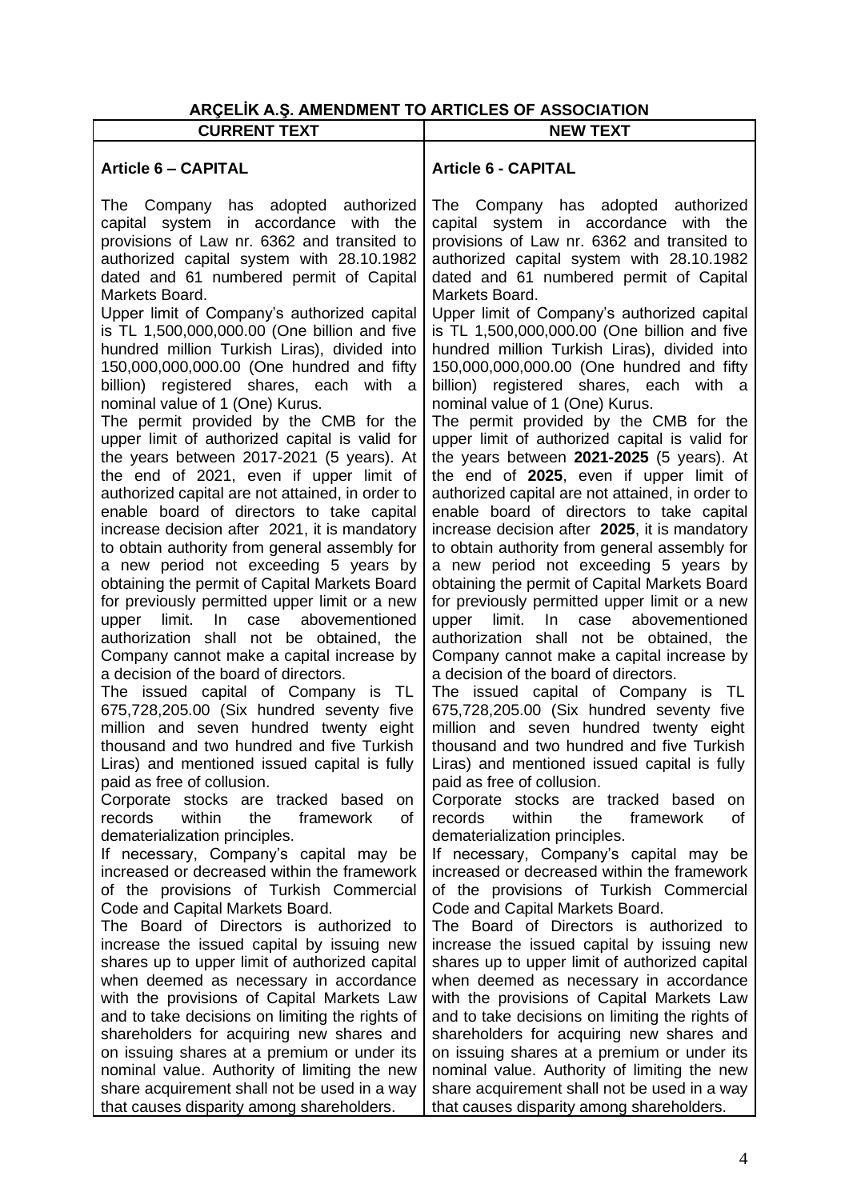**ARÇELİK A.Ş. AMENDMENT TO ARTICLES OF ASSOCIATION**

| CURRENT TEXT | NEW TEXT |
|---|---|
| **Article 6 – CAPITAL** | **Article 6 - CAPITAL** |
| The Company has adopted authorized capital system in accordance with the provisions of Law nr. 6362 and transited to authorized capital system with 28.10.1982 dated and 61 numbered permit of Capital Markets Board.<br>Upper limit of Company's authorized capital is TL 1,500,000,000.00 (One billion and five hundred million Turkish Liras), divided into 150,000,000,000.00 (One hundred and fifty billion) registered shares, each with a nominal value of 1 (One) Kurus.<br>The permit provided by the CMB for the upper limit of authorized capital is valid for the years between 2017-2021 (5 years). At the end of 2021, even if upper limit of authorized capital are not attained, in order to enable board of directors to take capital increase decision after 2021, it is mandatory to obtain authority from general assembly for a new period not exceeding 5 years by obtaining the permit of Capital Markets Board for previously permitted upper limit or a new upper limit. In case abovementioned authorization shall not be obtained, the Company cannot make a capital increase by a decision of the board of directors.<br>The issued capital of Company is TL 675,728,205.00 (Six hundred seventy five million and seven hundred twenty eight thousand and two hundred and five Turkish Liras) and mentioned issued capital is fully paid as free of collusion.<br>Corporate stocks are tracked based on records within the framework of dematerialization principles.<br>If necessary, Company's capital may be increased or decreased within the framework of the provisions of Turkish Commercial Code and Capital Markets Board.<br>The Board of Directors is authorized to increase the issued capital by issuing new shares up to upper limit of authorized capital when deemed as necessary in accordance with the provisions of Capital Markets Law and to take decisions on limiting the rights of shareholders for acquiring new shares and on issuing shares at a premium or under its nominal value. Authority of limiting the new share acquirement shall not be used in a way that causes disparity among shareholders. | The Company has adopted authorized capital system in accordance with the provisions of Law nr. 6362 and transited to authorized capital system with 28.10.1982 dated and 61 numbered permit of Capital Markets Board.<br>Upper limit of Company's authorized capital is TL 1,500,000,000.00 (One billion and five hundred million Turkish Liras), divided into 150,000,000,000.00 (One hundred and fifty billion) registered shares, each with a nominal value of 1 (One) Kurus.<br>The permit provided by the CMB for the upper limit of authorized capital is valid for the years between **2021-2025** (5 years). At the end of **2025**, even if upper limit of authorized capital are not attained, in order to enable board of directors to take capital increase decision after **2025**, it is mandatory to obtain authority from general assembly for a new period not exceeding 5 years by obtaining the permit of Capital Markets Board for previously permitted upper limit or a new upper limit. In case abovementioned authorization shall not be obtained, the Company cannot make a capital increase by a decision of the board of directors.<br>The issued capital of Company is TL 675,728,205.00 (Six hundred seventy five million and seven hundred twenty eight thousand and two hundred and five Turkish Liras) and mentioned issued capital is fully paid as free of collusion.<br>Corporate stocks are tracked based on records within the framework of dematerialization principles.<br>If necessary, Company's capital may be increased or decreased within the framework of the provisions of Turkish Commercial Code and Capital Markets Board.<br>The Board of Directors is authorized to increase the issued capital by issuing new shares up to upper limit of authorized capital when deemed as necessary in accordance with the provisions of Capital Markets Law and to take decisions on limiting the rights of shareholders for acquiring new shares and on issuing shares at a premium or under its nominal value. Authority of limiting the new share acquirement shall not be used in a way that causes disparity among shareholders. |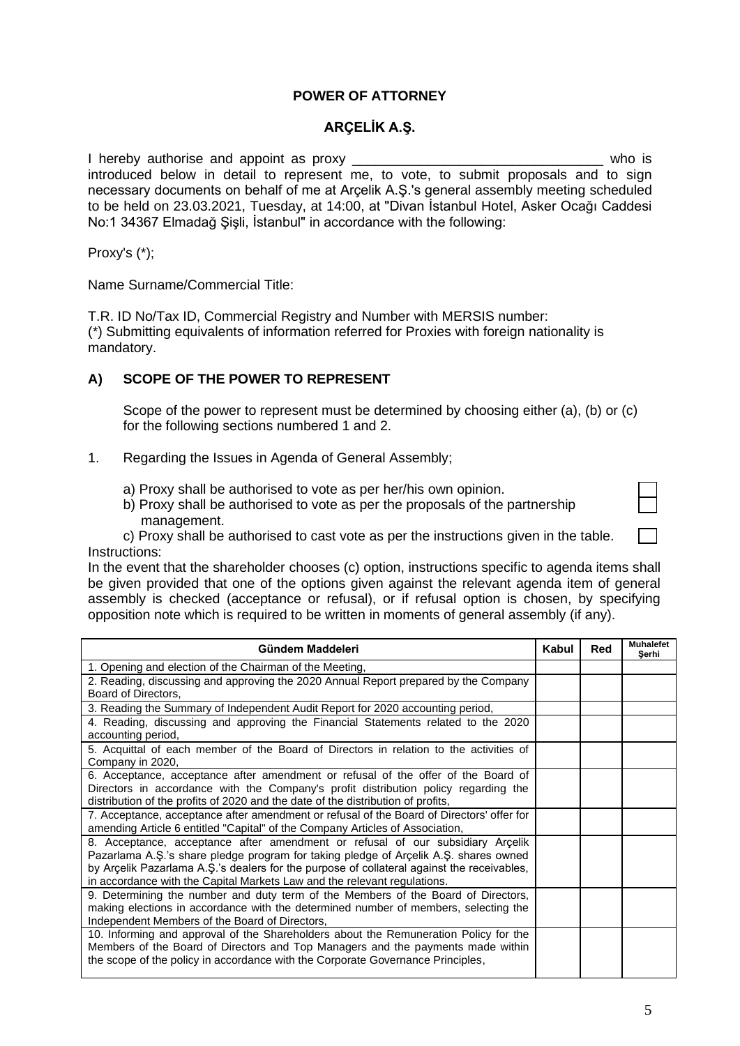**POWER OF ATTORNEY**

**ARÇELİK A.Ş.**

I hereby authorise and appoint as proxy ________________________________ who is introduced below in detail to represent me, to vote, to submit proposals and to sign necessary documents on behalf of me at Arçelik A.Ş.'s general assembly meeting scheduled to be held on 23.03.2021, Tuesday, at 14:00, at "Divan İstanbul Hotel, Asker Ocağı Caddesi No:1 34367 Elmadağ Şişli, İstanbul" in accordance with the following:

Proxy's (*);

Name Surname/Commercial Title:

T.R. ID No/Tax ID, Commercial Registry and Number with MERSIS number:
(*) Submitting equivalents of information referred for Proxies with foreign nationality is mandatory.

## A) SCOPE OF THE POWER TO REPRESENT

Scope of the power to represent must be determined by choosing either (a), (b) or (c) for the following sections numbered 1 and 2.

1. Regarding the Issues in Agenda of General Assembly;

   a) Proxy shall be authorised to vote as per her/his own opinion. ☐
   
   b) Proxy shall be authorised to vote as per the proposals of the partnership management. ☐
   
   c) Proxy shall be authorised to cast vote as per the instructions given in the table. ☐

Instructions:
In the event that the shareholder chooses (c) option, instructions specific to agenda items shall be given provided that one of the options given against the relevant agenda item of general assembly is checked (acceptance or refusal), or if refusal option is chosen, by specifying opposition note which is required to be written in moments of general assembly (if any).

| Gündem Maddeleri | Kabul | Red | Muhalefet Şerhi |
|---|---|---|---|
| 1. Opening and election of the Chairman of the Meeting, | | | |
| 2. Reading, discussing and approving the 2020 Annual Report prepared by the Company Board of Directors, | | | |
| 3. Reading the Summary of Independent Audit Report for 2020 accounting period, | | | |
| 4. Reading, discussing and approving the Financial Statements related to the 2020 accounting period, | | | |
| 5. Acquittal of each member of the Board of Directors in relation to the activities of Company in 2020, | | | |
| 6. Acceptance, acceptance after amendment or refusal of the offer of the Board of Directors in accordance with the Company's profit distribution policy regarding the distribution of the profits of 2020 and the date of the distribution of profits, | | | |
| 7. Acceptance, acceptance after amendment or refusal of the Board of Directors' offer for amending Article 6 entitled "Capital" of the Company Articles of Association, | | | |
| 8. Acceptance, acceptance after amendment or refusal of our subsidiary Arçelik Pazarlama A.Ş.'s share pledge program for taking pledge of Arçelik A.Ş. shares owned by Arçelik Pazarlama A.Ş.'s dealers for the purpose of collateral against the receivables, in accordance with the Capital Markets Law and the relevant regulations. | | | |
| 9. Determining the number and duty term of the Members of the Board of Directors, making elections in accordance with the determined number of members, selecting the Independent Members of the Board of Directors, | | | |
| 10. Informing and approval of the Shareholders about the Remuneration Policy for the Members of the Board of Directors and Top Managers and the payments made within the scope of the policy in accordance with the Corporate Governance Principles, | | | |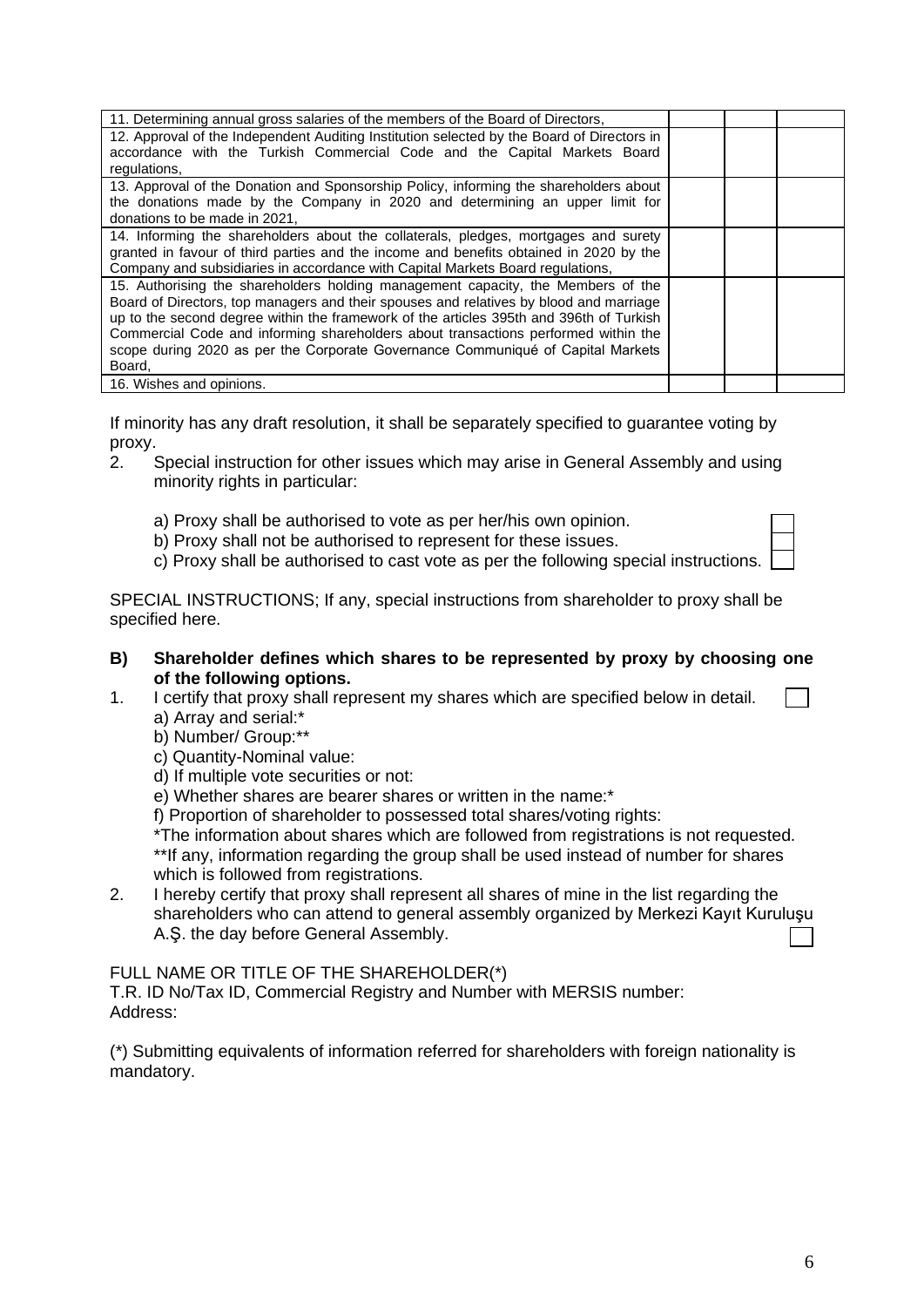| | | | |
|---|---|---|---|
| 11. Determining annual gross salaries of the members of the Board of Directors, | | | |
| 12. Approval of the Independent Auditing Institution selected by the Board of Directors in accordance with the Turkish Commercial Code and the Capital Markets Board regulations, | | | |
| 13. Approval of the Donation and Sponsorship Policy, informing the shareholders about the donations made by the Company in 2020 and determining an upper limit for donations to be made in 2021, | | | |
| 14. Informing the shareholders about the collaterals, pledges, mortgages and surety granted in favour of third parties and the income and benefits obtained in 2020 by the Company and subsidiaries in accordance with Capital Markets Board regulations, | | | |
| 15. Authorising the shareholders holding management capacity, the Members of the Board of Directors, top managers and their spouses and relatives by blood and marriage up to the second degree within the framework of the articles 395th and 396th of Turkish Commercial Code and informing shareholders about transactions performed within the scope during 2020 as per the Corporate Governance Communiqué of Capital Markets Board, | | | |
| 16. Wishes and opinions. | | | |

If minority has any draft resolution, it shall be separately specified to guarantee voting by proxy.

2. Special instruction for other issues which may arise in General Assembly and using minority rights in particular:

   a) Proxy shall be authorised to vote as per her/his own opinion. ☐
   b) Proxy shall not be authorised to represent for these issues. ☐
   c) Proxy shall be authorised to cast vote as per the following special instructions. ☐

SPECIAL INSTRUCTIONS; If any, special instructions from shareholder to proxy shall be specified here.

**B) Shareholder defines which shares to be represented by proxy by choosing one of the following options.**

1. I certify that proxy shall represent my shares which are specified below in detail. ☐
   a) Array and serial:*
   b) Number/ Group:**
   c) Quantity-Nominal value:
   d) If multiple vote securities or not:
   e) Whether shares are bearer shares or written in the name:*
   f) Proportion of shareholder to possessed total shares/voting rights:
   *The information about shares which are followed from registrations is not requested.
   **If any, information regarding the group shall be used instead of number for shares which is followed from registrations.
2. I hereby certify that proxy shall represent all shares of mine in the list regarding the shareholders who can attend to general assembly organized by Merkezi Kayıt Kuruluşu A.Ş. the day before General Assembly. ☐

FULL NAME OR TITLE OF THE SHAREHOLDER(*)
T.R. ID No/Tax ID, Commercial Registry and Number with MERSIS number:
Address:

(*) Submitting equivalents of information referred for shareholders with foreign nationality is mandatory.